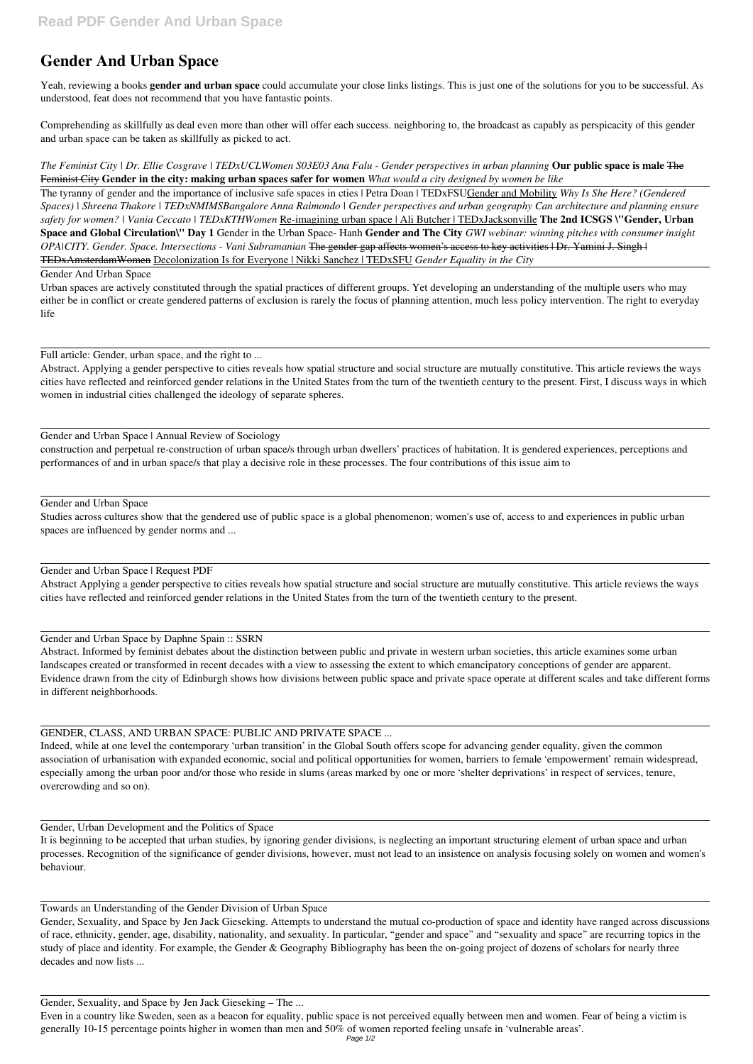# Gender And Urban Space

Yeah, reviewing a books **gender and urban space** could accumulate your close links listings. This is just one of the solutions for you to be successful. As understood, feat does not recommend that you have fantastic points.

Comprehending as skillfully as deal even more than other will offer each success. neighboring to, the broadcast as capably as perspicacity of this gender and urban space can be taken as skillfully as picked to act.

*The Feminist City | Dr. Ellie Cosgrave | TEDxUCLWomen S03E03 Ana Falu - Gender perspectives in urban planning* **Our public space is male** ~~The Feminist City~~ **Gender in the city: making urban spaces safer for women** *What would a city designed by women be like*

The tyranny of gender and the importance of inclusive safe spaces in cties | Petra Doan | TEDxFSUGender and Mobility *Why Is She Here? (Gendered Spaces) | Shreena Thakore | TEDxNMIMSBangalore Anna Raimondo | Gender perspectives and urban geography Can architecture and planning ensure safety for women? | Vania Ceccato | TEDxKTHWomen* Re-imagining urban space | Ali Butcher | TEDxJacksonville **The 2nd ICSGS \"Gender, Urban Space and Global Circulation\" Day 1** Gender in the Urban Space- Hanh **Gender and The City** *GWI webinar: winning pitches with consumer insight OPA|CITY. Gender. Space. Intersections - Vani Subramanian* ~~The gender gap affects women's access to key activities | Dr. Yamini J. Singh | TEDxAmsterdamWomen~~ Decolonization Is for Everyone | Nikki Sanchez | TEDxSFU *Gender Equality in the City*

Gender And Urban Space

Urban spaces are actively constituted through the spatial practices of different groups. Yet developing an understanding of the multiple users who may either be in conflict or create gendered patterns of exclusion is rarely the focus of planning attention, much less policy intervention. The right to everyday life

Full article: Gender, urban space, and the right to ...

Abstract. Applying a gender perspective to cities reveals how spatial structure and social structure are mutually constitutive. This article reviews the ways cities have reflected and reinforced gender relations in the United States from the turn of the twentieth century to the present. First, I discuss ways in which women in industrial cities challenged the ideology of separate spheres.

Gender and Urban Space | Annual Review of Sociology

construction and perpetual re-construction of urban space/s through urban dwellers' practices of habitation. It is gendered experiences, perceptions and performances of and in urban space/s that play a decisive role in these processes. The four contributions of this issue aim to

Gender and Urban Space

Studies across cultures show that the gendered use of public space is a global phenomenon; women's use of, access to and experiences in public urban spaces are influenced by gender norms and ...

Gender and Urban Space | Request PDF

Abstract Applying a gender perspective to cities reveals how spatial structure and social structure are mutually constitutive. This article reviews the ways cities have reflected and reinforced gender relations in the United States from the turn of the twentieth century to the present.

Gender and Urban Space by Daphne Spain :: SSRN

Abstract. Informed by feminist debates about the distinction between public and private in western urban societies, this article examines some urban landscapes created or transformed in recent decades with a view to assessing the extent to which emancipatory conceptions of gender are apparent. Evidence drawn from the city of Edinburgh shows how divisions between public space and private space operate at different scales and take different forms in different neighborhoods.

GENDER, CLASS, AND URBAN SPACE: PUBLIC AND PRIVATE SPACE ...

Indeed, while at one level the contemporary 'urban transition' in the Global South offers scope for advancing gender equality, given the common association of urbanisation with expanded economic, social and political opportunities for women, barriers to female 'empowerment' remain widespread, especially among the urban poor and/or those who reside in slums (areas marked by one or more 'shelter deprivations' in respect of services, tenure, overcrowding and so on).

Gender, Urban Development and the Politics of Space

It is beginning to be accepted that urban studies, by ignoring gender divisions, is neglecting an important structuring element of urban space and urban processes. Recognition of the significance of gender divisions, however, must not lead to an insistence on analysis focusing solely on women and women's behaviour.

Towards an Understanding of the Gender Division of Urban Space

Gender, Sexuality, and Space by Jen Jack Gieseking. Attempts to understand the mutual co-production of space and identity have ranged across discussions of race, ethnicity, gender, age, disability, nationality, and sexuality. In particular, "gender and space" and "sexuality and space" are recurring topics in the study of place and identity. For example, the Gender & Geography Bibliography has been the on-going project of dozens of scholars for nearly three decades and now lists ...

Gender, Sexuality, and Space by Jen Jack Gieseking – The ...

Even in a country like Sweden, seen as a beacon for equality, public space is not perceived equally between men and women. Fear of being a victim is generally 10-15 percentage points higher in women than men and 50% of women reported feeling unsafe in 'vulnerable areas'.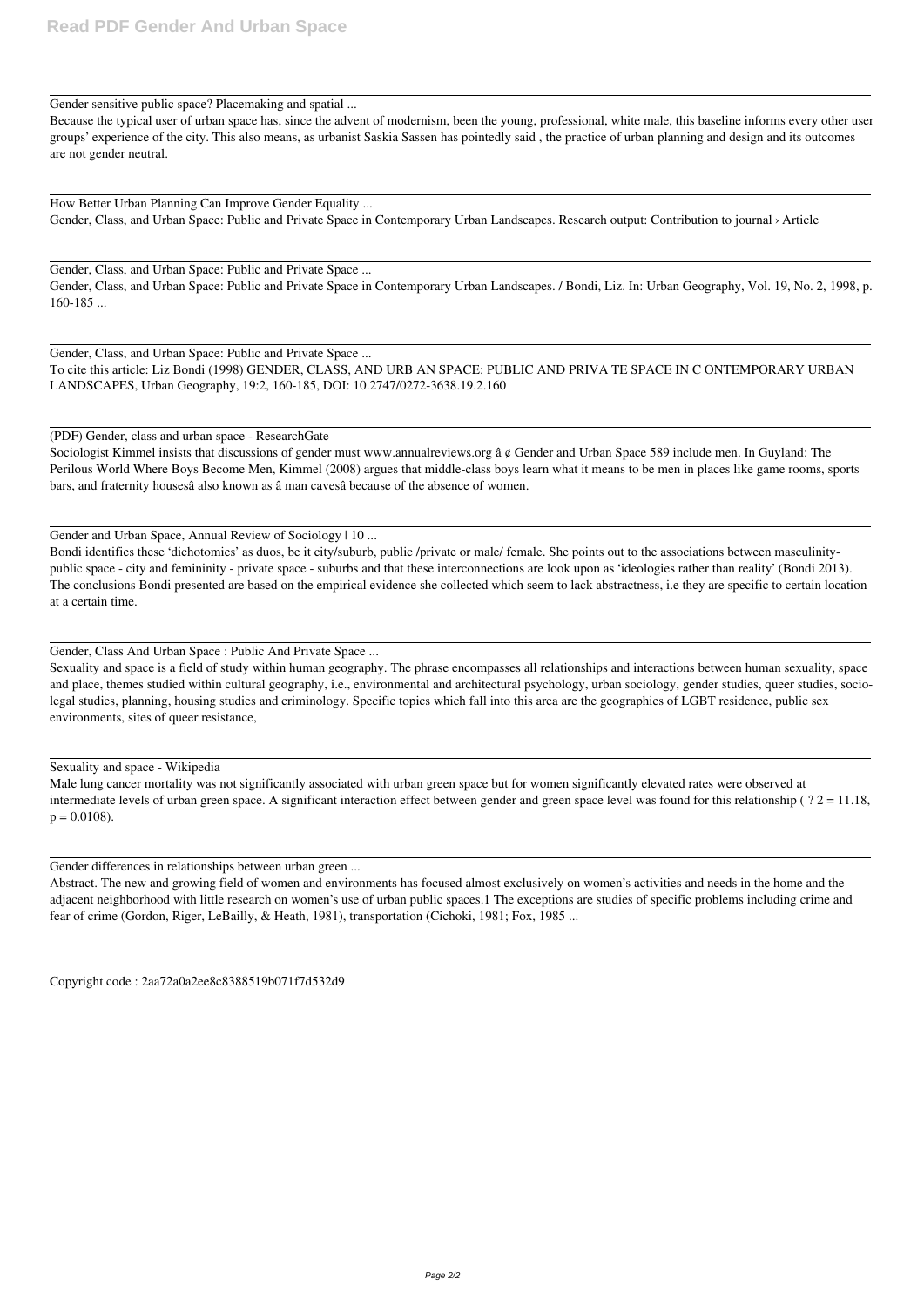Gender sensitive public space? Placemaking and spatial ...

Because the typical user of urban space has, since the advent of modernism, been the young, professional, white male, this baseline informs every other user groups' experience of the city. This also means, as urbanist Saskia Sassen has pointedly said , the practice of urban planning and design and its outcomes are not gender neutral.

How Better Urban Planning Can Improve Gender Equality ...

Gender, Class, and Urban Space: Public and Private Space in Contemporary Urban Landscapes. Research output: Contribution to journal › Article

Gender, Class, and Urban Space: Public and Private Space ...

Gender, Class, and Urban Space: Public and Private Space in Contemporary Urban Landscapes. / Bondi, Liz. In: Urban Geography, Vol. 19, No. 2, 1998, p. 160-185 ...

Gender, Class, and Urban Space: Public and Private Space ...

To cite this article: Liz Bondi (1998) GENDER, CLASS, AND URB AN SPACE: PUBLIC AND PRIVA TE SPACE IN C ONTEMPORARY URBAN LANDSCAPES, Urban Geography, 19:2, 160-185, DOI: 10.2747/0272-3638.19.2.160

(PDF) Gender, class and urban space - ResearchGate

Sociologist Kimmel insists that discussions of gender must www.annualreviews.org â ¢ Gender and Urban Space 589 include men. In Guyland: The Perilous World Where Boys Become Men, Kimmel (2008) argues that middle-class boys learn what it means to be men in places like game rooms, sports bars, and fraternity housesâ also known as â man cavesâ because of the absence of women.

Gender and Urban Space, Annual Review of Sociology | 10 ...

Bondi identifies these 'dichotomies' as duos, be it city/suburb, public /private or male/ female. She points out to the associations between masculinity-public space - city and femininity - private space - suburbs and that these interconnections are look upon as 'ideologies rather than reality' (Bondi 2013). The conclusions Bondi presented are based on the empirical evidence she collected which seem to lack abstractness, i.e they are specific to certain location at a certain time.

Gender, Class And Urban Space : Public And Private Space ...

Sexuality and space is a field of study within human geography. The phrase encompasses all relationships and interactions between human sexuality, space and place, themes studied within cultural geography, i.e., environmental and architectural psychology, urban sociology, gender studies, queer studies, socio-legal studies, planning, housing studies and criminology. Specific topics which fall into this area are the geographies of LGBT residence, public sex environments, sites of queer resistance,

Sexuality and space - Wikipedia

Male lung cancer mortality was not significantly associated with urban green space but for women significantly elevated rates were observed at intermediate levels of urban green space. A significant interaction effect between gender and green space level was found for this relationship ( ? 2 = 11.18, p = 0.0108).

Gender differences in relationships between urban green ...

Abstract. The new and growing field of women and environments has focused almost exclusively on women's activities and needs in the home and the adjacent neighborhood with little research on women's use of urban public spaces.1 The exceptions are studies of specific problems including crime and fear of crime (Gordon, Riger, LeBailly, & Heath, 1981), transportation (Cichoki, 1981; Fox, 1985 ...

Copyright code : 2aa72a0a2ee8c8388519b071f7d532d9